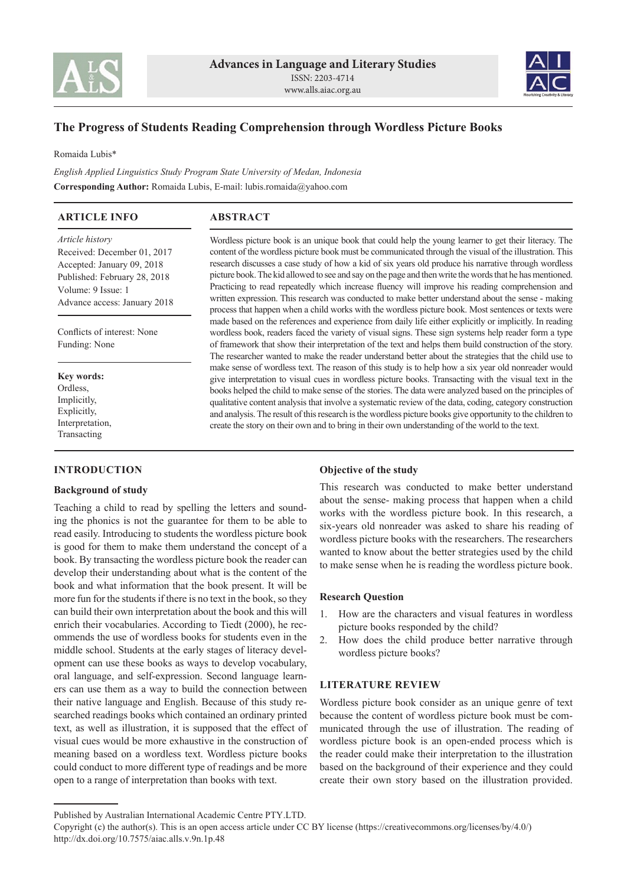# The Progress of Students Reading Comprehension through Wordless Picture Books

Romaida Lubis*

*English Applied Linguistics Study Program State University of Medan, Indonesia*

**Corresponding Author:** Romaida Lubis, E-mail: lubis.romaida@yahoo.com

## ARTICLE INFO

*Article history*
Received: December 01, 2017
Accepted: January 09, 2018
Published: February 28, 2018
Volume: 9 Issue: 1
Advance access: January 2018

Conflicts of interest: None
Funding: None

**Key words:**
Ordless,
Implicitly,
Explicitly,
Interpretation,
Transacting

## ABSTRACT

Wordless picture book is an unique book that could help the young learner to get their literacy. The content of the wordless picture book must be communicated through the visual of the illustration. This research discusses a case study of how a kid of six years old produce his narrative through wordless picture book. The kid allowed to see and say on the page and then write the words that he has mentioned. Practicing to read repeatedly which increase fluency will improve his reading comprehension and written expression. This research was conducted to make better understand about the sense - making process that happen when a child works with the wordless picture book. Most sentences or texts were made based on the references and experience from daily life either explicitly or implicitly. In reading wordless book, readers faced the variety of visual signs. These sign systems help reader form a type of framework that show their interpretation of the text and helps them build construction of the story. The researcher wanted to make the reader understand better about the strategies that the child use to make sense of wordless text. The reason of this study is to help how a six year old nonreader would give interpretation to visual cues in wordless picture books. Transacting with the visual text in the books helped the child to make sense of the stories. The data were analyzed based on the principles of qualitative content analysis that involve a systematic review of the data, coding, category construction and analysis. The result of this research is the wordless picture books give opportunity to the children to create the story on their own and to bring in their own understanding of the world to the text.

## INTRODUCTION

### Background of study

Teaching a child to read by spelling the letters and sounding the phonics is not the guarantee for them to be able to read easily. Introducing to students the wordless picture book is good for them to make them understand the concept of a book. By transacting the wordless picture book the reader can develop their understanding about what is the content of the book and what information that the book present. It will be more fun for the students if there is no text in the book, so they can build their own interpretation about the book and this will enrich their vocabularies. According to Tiedt (2000), he recommends the use of wordless books for students even in the middle school. Students at the early stages of literacy development can use these books as ways to develop vocabulary, oral language, and self-expression. Second language learners can use them as a way to build the connection between their native language and English. Because of this study researched readings books which contained an ordinary printed text, as well as illustration, it is supposed that the effect of visual cues would be more exhaustive in the construction of meaning based on a wordless text. Wordless picture books could conduct to more different type of readings and be more open to a range of interpretation than books with text.

### Objective of the study

This research was conducted to make better understand about the sense- making process that happen when a child works with the wordless picture book. In this research, a six-years old nonreader was asked to share his reading of wordless picture books with the researchers. The researchers wanted to know about the better strategies used by the child to make sense when he is reading the wordless picture book.

### Research Question

1. How are the characters and visual features in wordless picture books responded by the child?
2. How does the child produce better narrative through wordless picture books?

## LITERATURE REVIEW

Wordless picture book consider as an unique genre of text because the content of wordless picture book must be communicated through the use of illustration. The reading of wordless picture book is an open-ended process which is the reader could make their interpretation to the illustration based on the background of their experience and they could create their own story based on the illustration provided.

Published by Australian International Academic Centre PTY.LTD.
Copyright (c) the author(s). This is an open access article under CC BY license (https://creativecommons.org/licenses/by/4.0/)
http://dx.doi.org/10.7575/aiac.alls.v.9n.1p.48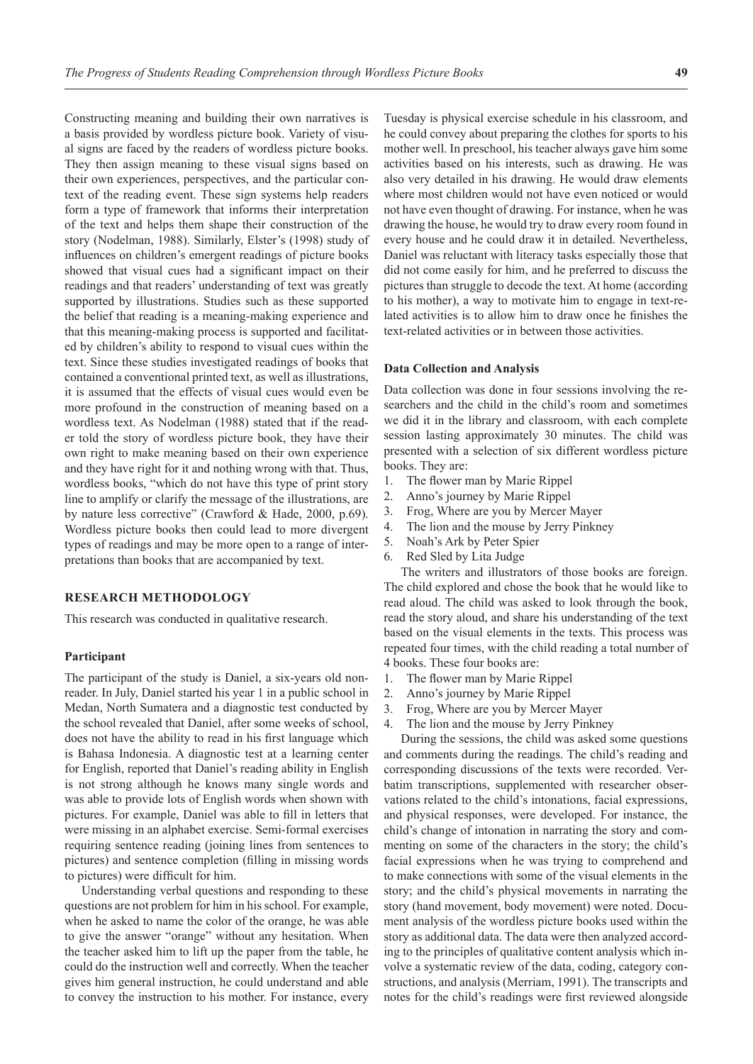Constructing meaning and building their own narratives is a basis provided by wordless picture book. Variety of visual signs are faced by the readers of wordless picture books. They then assign meaning to these visual signs based on their own experiences, perspectives, and the particular context of the reading event. These sign systems help readers form a type of framework that informs their interpretation of the text and helps them shape their construction of the story (Nodelman, 1988). Similarly, Elster's (1998) study of influences on children's emergent readings of picture books showed that visual cues had a significant impact on their readings and that readers' understanding of text was greatly supported by illustrations. Studies such as these supported the belief that reading is a meaning-making experience and that this meaning-making process is supported and facilitated by children's ability to respond to visual cues within the text. Since these studies investigated readings of books that contained a conventional printed text, as well as illustrations, it is assumed that the effects of visual cues would even be more profound in the construction of meaning based on a wordless text. As Nodelman (1988) stated that if the reader told the story of wordless picture book, they have their own right to make meaning based on their own experience and they have right for it and nothing wrong with that. Thus, wordless books, "which do not have this type of print story line to amplify or clarify the message of the illustrations, are by nature less corrective" (Crawford & Hade, 2000, p.69). Wordless picture books then could lead to more divergent types of readings and may be more open to a range of interpretations than books that are accompanied by text.

## RESEARCH METHODOLOGY

This research was conducted in qualitative research.

### Participant

The participant of the study is Daniel, a six-years old nonreader. In July, Daniel started his year 1 in a public school in Medan, North Sumatera and a diagnostic test conducted by the school revealed that Daniel, after some weeks of school, does not have the ability to read in his first language which is Bahasa Indonesia. A diagnostic test at a learning center for English, reported that Daniel's reading ability in English is not strong although he knows many single words and was able to provide lots of English words when shown with pictures. For example, Daniel was able to fill in letters that were missing in an alphabet exercise. Semi-formal exercises requiring sentence reading (joining lines from sentences to pictures) and sentence completion (filling in missing words to pictures) were difficult for him.

Understanding verbal questions and responding to these questions are not problem for him in his school. For example, when he asked to name the color of the orange, he was able to give the answer "orange" without any hesitation. When the teacher asked him to lift up the paper from the table, he could do the instruction well and correctly. When the teacher gives him general instruction, he could understand and able to convey the instruction to his mother. For instance, every Tuesday is physical exercise schedule in his classroom, and he could convey about preparing the clothes for sports to his mother well. In preschool, his teacher always gave him some activities based on his interests, such as drawing. He was also very detailed in his drawing. He would draw elements where most children would not have even noticed or would not have even thought of drawing. For instance, when he was drawing the house, he would try to draw every room found in every house and he could draw it in detailed. Nevertheless, Daniel was reluctant with literacy tasks especially those that did not come easily for him, and he preferred to discuss the pictures than struggle to decode the text. At home (according to his mother), a way to motivate him to engage in text-related activities is to allow him to draw once he finishes the text-related activities or in between those activities.

### Data Collection and Analysis

Data collection was done in four sessions involving the researchers and the child in the child's room and sometimes we did it in the library and classroom, with each complete session lasting approximately 30 minutes. The child was presented with a selection of six different wordless picture books. They are:

1. The flower man by Marie Rippel
2. Anno's journey by Marie Rippel
3. Frog, Where are you by Mercer Mayer
4. The lion and the mouse by Jerry Pinkney
5. Noah's Ark by Peter Spier
6. Red Sled by Lita Judge

The writers and illustrators of those books are foreign. The child explored and chose the book that he would like to read aloud. The child was asked to look through the book, read the story aloud, and share his understanding of the text based on the visual elements in the texts. This process was repeated four times, with the child reading a total number of 4 books. These four books are:

1. The flower man by Marie Rippel
2. Anno's journey by Marie Rippel
3. Frog, Where are you by Mercer Mayer
4. The lion and the mouse by Jerry Pinkney

During the sessions, the child was asked some questions and comments during the readings. The child's reading and corresponding discussions of the texts were recorded. Verbatim transcriptions, supplemented with researcher observations related to the child's intonations, facial expressions, and physical responses, were developed. For instance, the child's change of intonation in narrating the story and commenting on some of the characters in the story; the child's facial expressions when he was trying to comprehend and to make connections with some of the visual elements in the story; and the child's physical movements in narrating the story (hand movement, body movement) were noted. Document analysis of the wordless picture books used within the story as additional data. The data were then analyzed according to the principles of qualitative content analysis which involve a systematic review of the data, coding, category constructions, and analysis (Merriam, 1991). The transcripts and notes for the child's readings were first reviewed alongside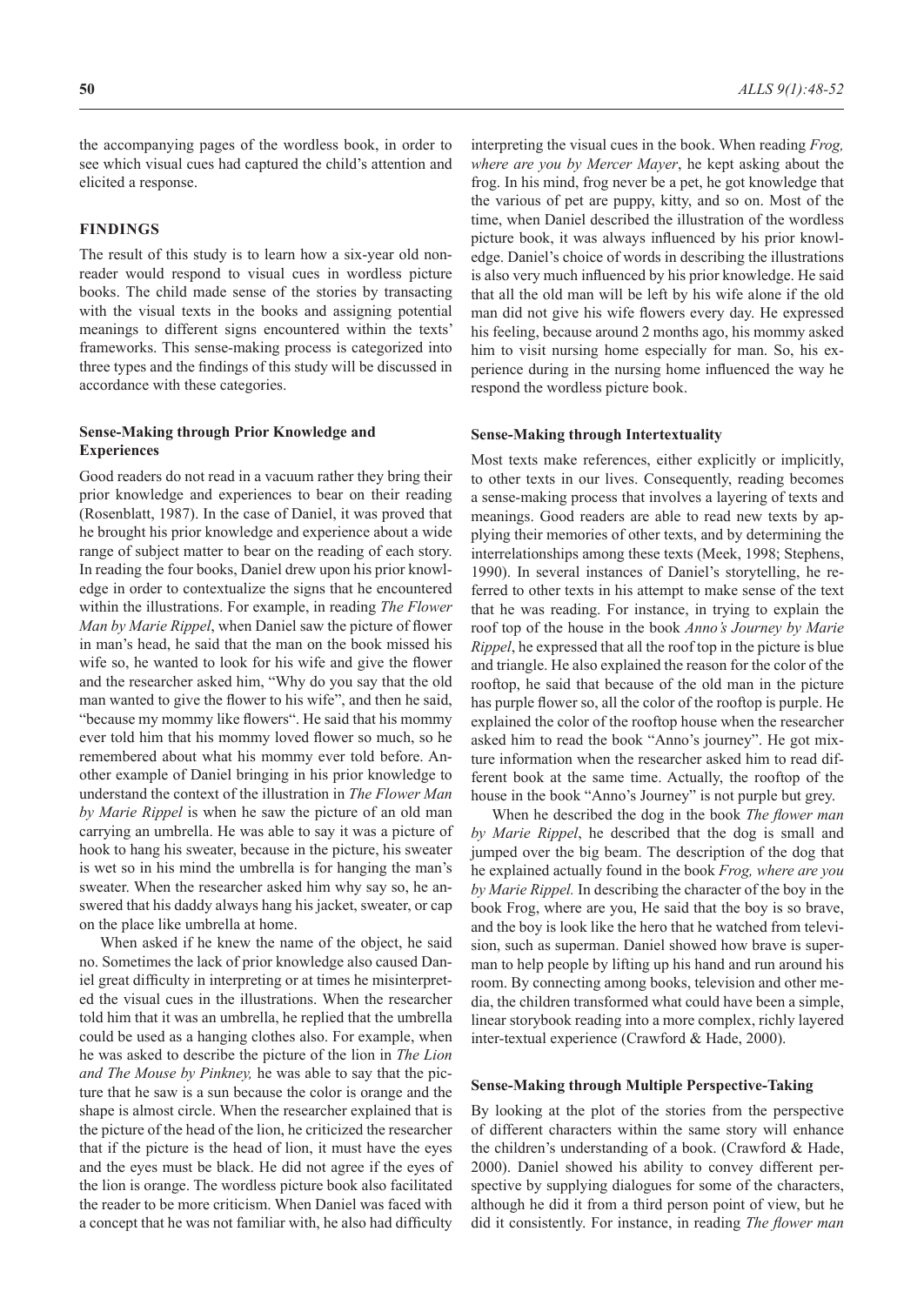the accompanying pages of the wordless book, in order to see which visual cues had captured the child's attention and elicited a response.

## FINDINGS

The result of this study is to learn how a six-year old non-reader would respond to visual cues in wordless picture books. The child made sense of the stories by transacting with the visual texts in the books and assigning potential meanings to different signs encountered within the texts' frameworks. This sense-making process is categorized into three types and the findings of this study will be discussed in accordance with these categories.

### Sense-Making through Prior Knowledge and Experiences

Good readers do not read in a vacuum rather they bring their prior knowledge and experiences to bear on their reading (Rosenblatt, 1987). In the case of Daniel, it was proved that he brought his prior knowledge and experience about a wide range of subject matter to bear on the reading of each story. In reading the four books, Daniel drew upon his prior knowledge in order to contextualize the signs that he encountered within the illustrations. For example, in reading *The Flower Man by Marie Rippel*, when Daniel saw the picture of flower in man's head, he said that the man on the book missed his wife so, he wanted to look for his wife and give the flower and the researcher asked him, "Why do you say that the old man wanted to give the flower to his wife", and then he said, "because my mommy like flowers". He said that his mommy ever told him that his mommy loved flower so much, so he remembered about what his mommy ever told before. Another example of Daniel bringing in his prior knowledge to understand the context of the illustration in *The Flower Man by Marie Rippel* is when he saw the picture of an old man carrying an umbrella. He was able to say it was a picture of hook to hang his sweater, because in the picture, his sweater is wet so in his mind the umbrella is for hanging the man's sweater. When the researcher asked him why say so, he answered that his daddy always hang his jacket, sweater, or cap on the place like umbrella at home.

When asked if he knew the name of the object, he said no. Sometimes the lack of prior knowledge also caused Daniel great difficulty in interpreting or at times he misinterpreted the visual cues in the illustrations. When the researcher told him that it was an umbrella, he replied that the umbrella could be used as a hanging clothes also. For example, when he was asked to describe the picture of the lion in *The Lion and The Mouse by Pinkney,* he was able to say that the picture that he saw is a sun because the color is orange and the shape is almost circle. When the researcher explained that is the picture of the head of the lion, he criticized the researcher that if the picture is the head of lion, it must have the eyes and the eyes must be black. He did not agree if the eyes of the lion is orange. The wordless picture book also facilitated the reader to be more criticism. When Daniel was faced with a concept that he was not familiar with, he also had difficulty interpreting the visual cues in the book. When reading *Frog, where are you by Mercer Mayer*, he kept asking about the frog. In his mind, frog never be a pet, he got knowledge that the various of pet are puppy, kitty, and so on. Most of the time, when Daniel described the illustration of the wordless picture book, it was always influenced by his prior knowledge. Daniel's choice of words in describing the illustrations is also very much influenced by his prior knowledge. He said that all the old man will be left by his wife alone if the old man did not give his wife flowers every day. He expressed his feeling, because around 2 months ago, his mommy asked him to visit nursing home especially for man. So, his experience during in the nursing home influenced the way he respond the wordless picture book.

### Sense-Making through Intertextuality

Most texts make references, either explicitly or implicitly, to other texts in our lives. Consequently, reading becomes a sense-making process that involves a layering of texts and meanings. Good readers are able to read new texts by applying their memories of other texts, and by determining the interrelationships among these texts (Meek, 1998; Stephens, 1990). In several instances of Daniel's storytelling, he referred to other texts in his attempt to make sense of the text that he was reading. For instance, in trying to explain the roof top of the house in the book *Anno's Journey by Marie Rippel*, he expressed that all the roof top in the picture is blue and triangle. He also explained the reason for the color of the rooftop, he said that because of the old man in the picture has purple flower so, all the color of the rooftop is purple. He explained the color of the rooftop house when the researcher asked him to read the book "Anno's journey". He got mixture information when the researcher asked him to read different book at the same time. Actually, the rooftop of the house in the book "Anno's Journey" is not purple but grey.

When he described the dog in the book *The flower man by Marie Rippel*, he described that the dog is small and jumped over the big beam. The description of the dog that he explained actually found in the book *Frog, where are you by Marie Rippel.* In describing the character of the boy in the book Frog, where are you, He said that the boy is so brave, and the boy is look like the hero that he watched from television, such as superman. Daniel showed how brave is superman to help people by lifting up his hand and run around his room. By connecting among books, television and other media, the children transformed what could have been a simple, linear storybook reading into a more complex, richly layered inter-textual experience (Crawford & Hade, 2000).

### Sense-Making through Multiple Perspective-Taking

By looking at the plot of the stories from the perspective of different characters within the same story will enhance the children's understanding of a book. (Crawford & Hade, 2000). Daniel showed his ability to convey different perspective by supplying dialogues for some of the characters, although he did it from a third person point of view, but he did it consistently. For instance, in reading *The flower man*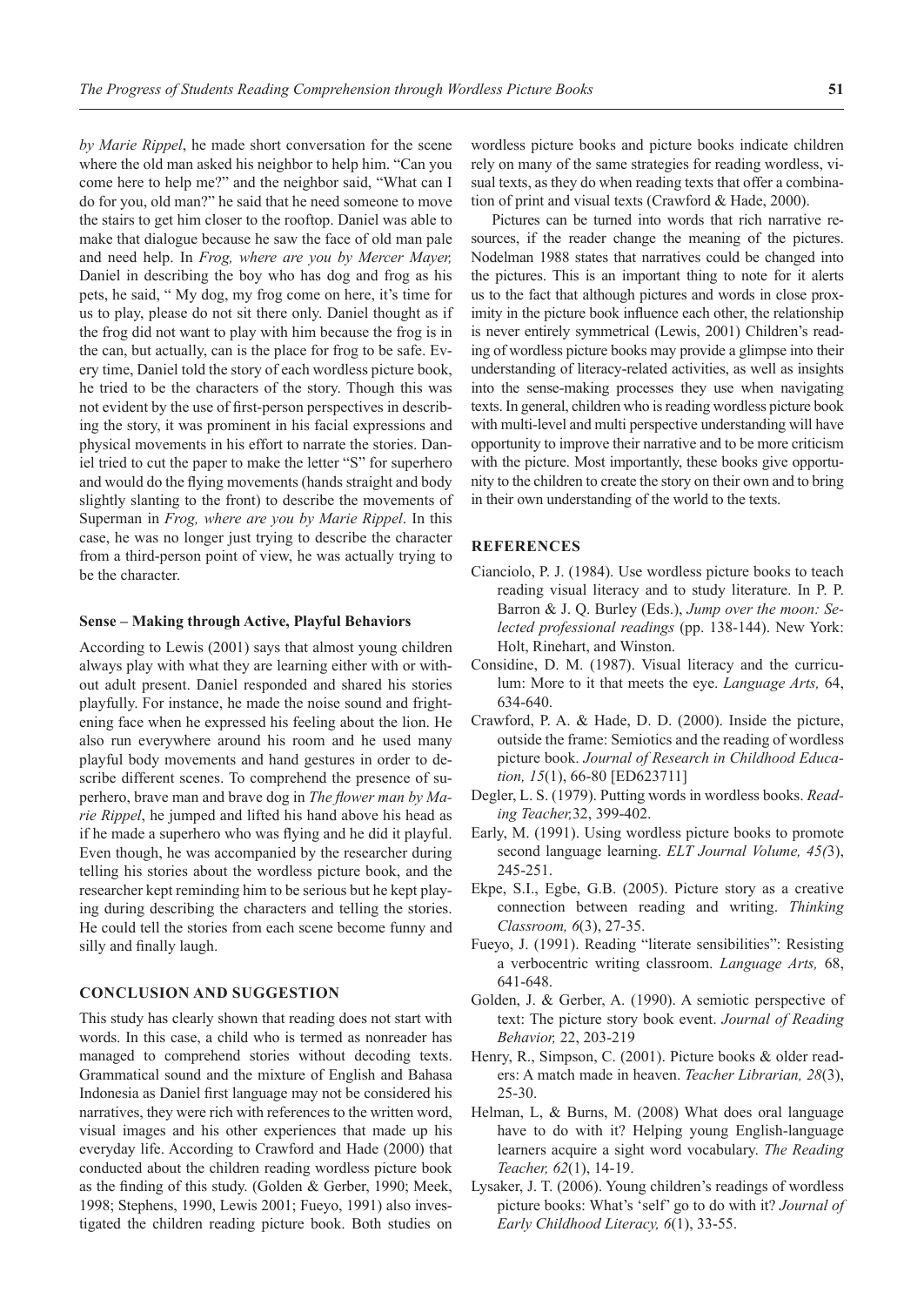*by Marie Rippel*, he made short conversation for the scene where the old man asked his neighbor to help him. "Can you come here to help me?" and the neighbor said, "What can I do for you, old man?" he said that he need someone to move the stairs to get him closer to the rooftop. Daniel was able to make that dialogue because he saw the face of old man pale and need help. In *Frog, where are you by Mercer Mayer,* Daniel in describing the boy who has dog and frog as his pets, he said, " My dog, my frog come on here, it's time for us to play, please do not sit there only. Daniel thought as if the frog did not want to play with him because the frog is in the can, but actually, can is the place for frog to be safe. Every time, Daniel told the story of each wordless picture book, he tried to be the characters of the story. Though this was not evident by the use of first-person perspectives in describing the story, it was prominent in his facial expressions and physical movements in his effort to narrate the stories. Daniel tried to cut the paper to make the letter "S" for superhero and would do the flying movements (hands straight and body slightly slanting to the front) to describe the movements of Superman in *Frog, where are you by Marie Rippel*. In this case, he was no longer just trying to describe the character from a third-person point of view, he was actually trying to be the character.

### Sense – Making through Active, Playful Behaviors

According to Lewis (2001) says that almost young children always play with what they are learning either with or without adult present. Daniel responded and shared his stories playfully. For instance, he made the noise sound and frightening face when he expressed his feeling about the lion. He also run everywhere around his room and he used many playful body movements and hand gestures in order to describe different scenes. To comprehend the presence of superhero, brave man and brave dog in *The flower man by Marie Rippel*, he jumped and lifted his hand above his head as if he made a superhero who was flying and he did it playful. Even though, he was accompanied by the researcher during telling his stories about the wordless picture book, and the researcher kept reminding him to be serious but he kept playing during describing the characters and telling the stories. He could tell the stories from each scene become funny and silly and finally laugh.

## CONCLUSION AND SUGGESTION

This study has clearly shown that reading does not start with words. In this case, a child who is termed as nonreader has managed to comprehend stories without decoding texts. Grammatical sound and the mixture of English and Bahasa Indonesia as Daniel first language may not be considered his narratives, they were rich with references to the written word, visual images and his other experiences that made up his everyday life. According to Crawford and Hade (2000) that conducted about the children reading wordless picture book as the finding of this study. (Golden & Gerber, 1990; Meek, 1998; Stephens, 1990, Lewis 2001; Fueyo, 1991) also investigated the children reading picture book. Both studies on wordless picture books and picture books indicate children rely on many of the same strategies for reading wordless, visual texts, as they do when reading texts that offer a combination of print and visual texts (Crawford & Hade, 2000).

Pictures can be turned into words that rich narrative resources, if the reader change the meaning of the pictures. Nodelman 1988 states that narratives could be changed into the pictures. This is an important thing to note for it alerts us to the fact that although pictures and words in close proximity in the picture book influence each other, the relationship is never entirely symmetrical (Lewis, 2001) Children's reading of wordless picture books may provide a glimpse into their understanding of literacy-related activities, as well as insights into the sense-making processes they use when navigating texts. In general, children who is reading wordless picture book with multi-level and multi perspective understanding will have opportunity to improve their narrative and to be more criticism with the picture. Most importantly, these books give opportunity to the children to create the story on their own and to bring in their own understanding of the world to the texts.

## REFERENCES

Cianciolo, P. J. (1984). Use wordless picture books to teach reading visual literacy and to study literature. In P. P. Barron & J. Q. Burley (Eds.), *Jump over the moon: Selected professional readings* (pp. 138-144). New York: Holt, Rinehart, and Winston.

Considine, D. M. (1987). Visual literacy and the curriculum: More to it that meets the eye. *Language Arts,* 64, 634-640.

Crawford, P. A. & Hade, D. D. (2000). Inside the picture, outside the frame: Semiotics and the reading of wordless picture book. *Journal of Research in Childhood Education, 15*(1), 66-80 [ED623711]

Degler, L. S. (1979). Putting words in wordless books. *Reading Teacher,*32, 399-402.

Early, M. (1991). Using wordless picture books to promote second language learning. *ELT Journal Volume, 45(*3), 245-251.

Ekpe, S.I., Egbe, G.B. (2005). Picture story as a creative connection between reading and writing. *Thinking Classroom, 6*(3), 27-35.

Fueyo, J. (1991). Reading "literate sensibilities": Resisting a verbocentric writing classroom. *Language Arts,* 68, 641-648.

Golden, J. & Gerber, A. (1990). A semiotic perspective of text: The picture story book event. *Journal of Reading Behavior,* 22, 203-219

Henry, R., Simpson, C. (2001). Picture books & older readers: A match made in heaven. *Teacher Librarian, 28*(3), 25-30.

Helman, L, & Burns, M. (2008) What does oral language have to do with it? Helping young English-language learners acquire a sight word vocabulary. *The Reading Teacher, 62*(1), 14-19.

Lysaker, J. T. (2006). Young children's readings of wordless picture books: What's 'self' go to do with it? *Journal of Early Childhood Literacy, 6*(1), 33-55.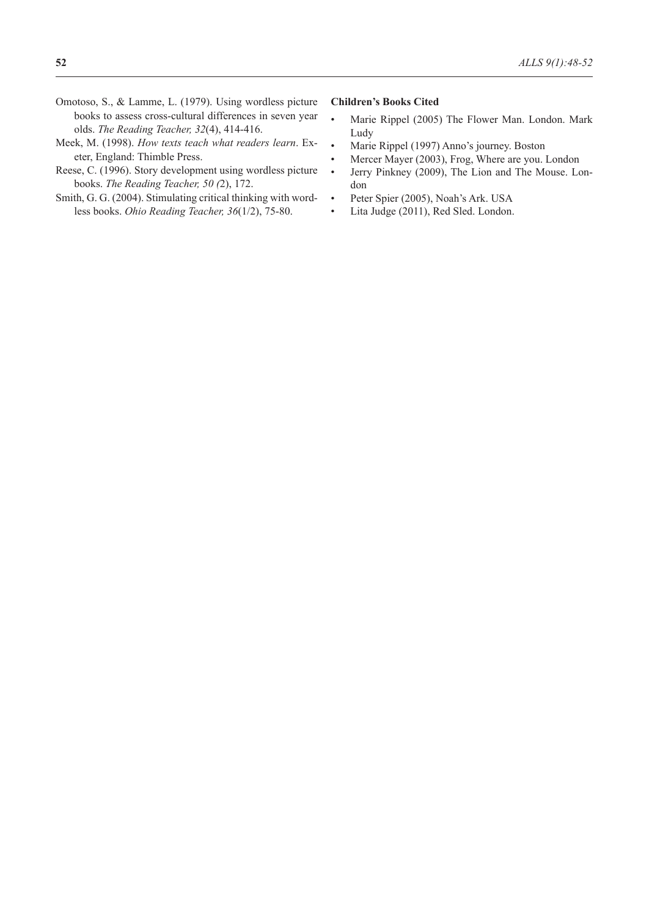Omotoso, S., & Lamme, L. (1979). Using wordless picture books to assess cross-cultural differences in seven year olds. *The Reading Teacher, 32*(4), 414-416.

Meek, M. (1998). *How texts teach what readers learn*. Exeter, England: Thimble Press.

Reese, C. (1996). Story development using wordless picture books. *The Reading Teacher, 50 (*2), 172.

Smith, G. G. (2004). Stimulating critical thinking with wordless books. *Ohio Reading Teacher, 36*(1/2), 75-80.

**Children's Books Cited**

- Marie Rippel (2005) The Flower Man. London. Mark Ludy
- Marie Rippel (1997) Anno's journey. Boston
- Mercer Mayer (2003), Frog, Where are you. London
- Jerry Pinkney (2009), The Lion and The Mouse. London
- Peter Spier (2005), Noah's Ark. USA
- Lita Judge (2011), Red Sled. London.